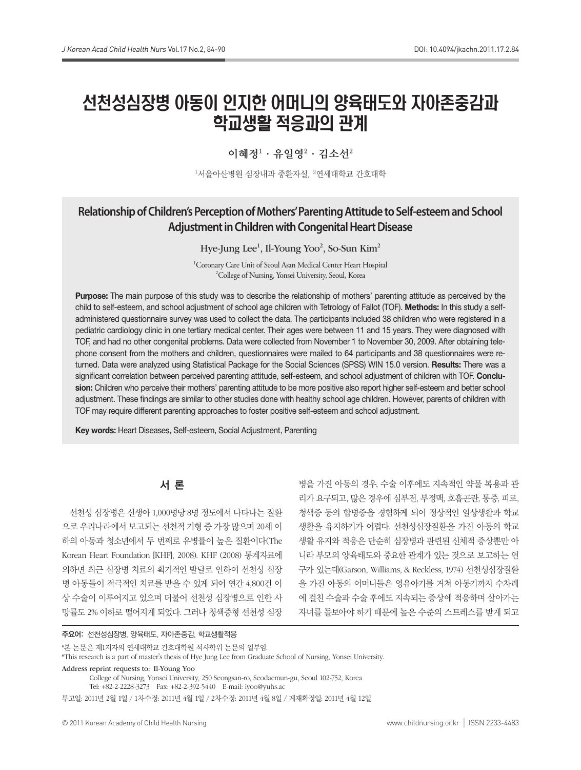# 선천성심장병 아동이 인지한 어머니의 양육태도와 자아존중감과 학교생활 적응과의 관계

이혜정[1] · 유일영[2] · 김소선[2]

[1]서울아산병원 심장내과 중환자실, [2]연세대학교 간호대학

## Relationship of Children's Perception of Mothers' Parenting Attitude to Self-esteem and School Adjustment in Children with Congenital Heart Disease

Hye-Jung Lee[1], Il-Young Yoo[2], So-Sun Kim[2]

[1]Coronary Care Unit of Seoul Asan Medical Center Heart Hospital
[2]College of Nursing, Yonsei University, Seoul, Korea

**Purpose:** The main purpose of this study was to describe the relationship of mothers' parenting attitude as perceived by the child to self-esteem, and school adjustment of school age children with Tetrology of Fallot (TOF). **Methods:** In this study a self-administered questionnaire survey was used to collect the data. The participants included 38 children who were registered in a pediatric cardiology clinic in one tertiary medical center. Their ages were between 11 and 15 years. They were diagnosed with TOF, and had no other congenital problems. Data were collected from November 1 to November 30, 2009. After obtaining telephone consent from the mothers and children, questionnaires were mailed to 64 participants and 38 questionnaires were returned. Data were analyzed using Statistical Package for the Social Sciences (SPSS) WIN 15.0 version. **Results:** There was a significant correlation between perceived parenting attitude, self-esteem, and school adjustment of children with TOF. **Conclusion:** Children who perceive their mothers' parenting attitude to be more positive also report higher self-esteem and better school adjustment. These findings are similar to other studies done with healthy school age children. However, parents of children with TOF may require different parenting approaches to foster positive self-esteem and school adjustment.

**Key words:** Heart Diseases, Self-esteem, Social Adjustment, Parenting

## 서 론

선천성 심장병은 신생아 1,000명당 8명 정도에서 나타나는 질환으로 우리나라에서 보고되는 선천적 기형 중 가장 많으며 20세 이하의 아동과 청소년에서 두 번째로 유병률이 높은 질환이다(The Korean Heart Foundation [KHF], 2008). KHF (2008) 통계자료에 의하면 최근 심장병 치료의 획기적인 발달로 인하여 선천성 심장병 아동들이 적극적인 치료를 받을 수 있게 되어 연간 4,800건 이상 수술이 이루어지고 있으며 더불어 선천성 심장병으로 인한 사망률도 2% 이하로 떨어지게 되었다. 그러나 청색증형 선천성 심장병을 가진 아동의 경우, 수술 이후에도 지속적인 약물 복용과 관리가 요구되고, 많은 경우에 심부전, 부정맥, 호흡곤란, 통증, 피로, 청색증 등의 합병증을 경험하게 되어 정상적인 일상생활과 학교생활을 유지하기가 어렵다. 선천성심장질환을 가진 아동의 학교생활 유지와 적응은 단순히 심장병과 관련된 신체적 증상뿐만 아니라 부모의 양육태도와 중요한 관계가 있는 것으로 보고하는 연구가 있는데(Garson, Williams, & Reckless, 1974) 선천성심장질환을 가진 아동의 어머니들은 영유아기를 거쳐 아동기까지 수차례에 걸친 수술과 수술 후에도 지속되는 증상에 적응하며 살아가는 자녀를 돌보아야 하기 때문에 높은 수준의 스트레스를 받게 되고

주요어: 선천성심장병, 양육태도, 자아존중감, 학교생활적응

*본 논문은 제1저자의 연세대학교 간호대학원 석사학위 논문의 일부임.
*This research is a part of master's thesis of Hye Jung Lee from Graduate School of Nursing, Yonsei University.

Address reprint requests to: Il-Young Yoo
College of Nursing, Yonsei University, 250 Seongsan-ro, Seodaemun-gu, Seoul 102-752, Korea
Tel: +82-2-2228-3273 Fax: +82-2-392-5440 E-mail: iyoo@yuhs.ac

투고일: 2011년 2월 1일 / 1차수정: 2011년 4월 1일 / 2차수정: 2011년 4월 8일 / 게재확정일: 2011년 4월 12일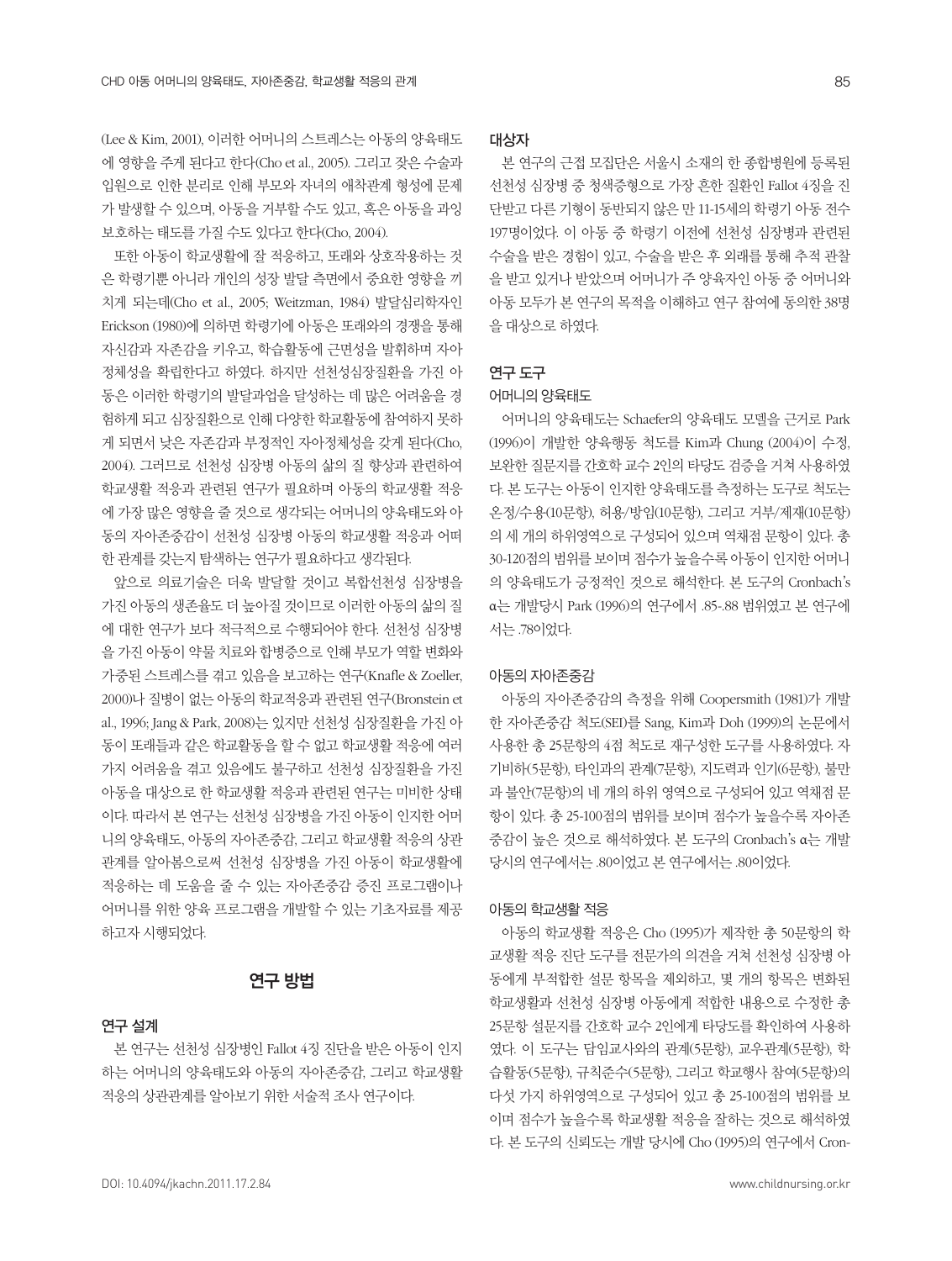(Lee & Kim, 2001), 이러한 어머니의 스트레스는 아동의 양육태도에 영향을 주게 된다고 한다(Cho et al., 2005). 그리고 잦은 수술과 입원으로 인한 분리로 인해 부모와 자녀의 애착관계 형성에 문제가 발생할 수 있으며, 아동을 거부할 수도 있고, 혹은 아동을 과잉보호하는 태도를 가질 수도 있다고 한다(Cho, 2004).

또한 아동이 학교생활에 잘 적응하고, 또래와 상호작용하는 것은 학령기뿐 아니라 개인의 성장 발달 측면에서 중요한 영향을 끼치게 되는데(Cho et al., 2005; Weitzman, 1984) 발달심리학자인 Erickson (1980)에 의하면 학령기에 아동은 또래와의 경쟁을 통해 자신감과 자존감을 키우고, 학습활동에 근면성을 발휘하며 자아정체성을 확립한다고 하였다. 하지만 선천성심장질환을 가진 아동은 이러한 학령기의 발달과업을 달성하는 데 많은 어려움을 경험하게 되고 심장질환으로 인해 다양한 학교활동에 참여하지 못하게 되면서 낮은 자존감과 부정적인 자아정체성을 갖게 된다(Cho, 2004). 그러므로 선천성 심장병 아동의 삶의 질 향상과 관련하여 학교생활 적응과 관련된 연구가 필요하며 아동의 학교생활 적응에 가장 많은 영향을 줄 것으로 생각되는 어머니의 양육태도와 아동의 자아존중감이 선천성 심장병 아동의 학교생활 적응과 어떠한 관계를 갖는지 탐색하는 연구가 필요하다고 생각된다.

앞으로 의료기술은 더욱 발달할 것이고 복합선천성 심장병을 가진 아동의 생존율도 더 높아질 것이므로 이러한 아동의 삶의 질에 대한 연구가 보다 적극적으로 수행되어야 한다. 선천성 심장병을 가진 아동이 약물 치료와 합병증으로 인해 부모가 역할 변화와 가중된 스트레스를 겪고 있음을 보고하는 연구(Knafle & Zoeller, 2000)나 질병이 없는 아동의 학교적응과 관련된 연구(Bronstein et al., 1996; Jang & Park, 2008)는 있지만 선천성 심장질환을 가진 아동이 또래들과 같은 학교활동을 할 수 없고 학교생활 적응에 여러 가지 어려움을 겪고 있음에도 불구하고 선천성 심장질환을 가진 아동을 대상으로 한 학교생활 적응과 관련된 연구는 미비한 상태이다. 따라서 본 연구는 선천성 심장병을 가진 아동이 인지한 어머니의 양육태도, 아동의 자아존중감, 그리고 학교생활 적응의 상관관계를 알아봄으로써 선천성 심장병을 가진 아동이 학교생활에 적응하는 데 도움을 줄 수 있는 자아존중감 증진 프로그램이나 어머니를 위한 양육 프로그램을 개발할 수 있는 기초자료를 제공하고자 시행되었다.

## 연구 방법

### 연구 설계

본 연구는 선천성 심장병인 Fallot 4징 진단을 받은 아동이 인지하는 어머니의 양육태도와 아동의 자아존중감, 그리고 학교생활 적응의 상관관계를 알아보기 위한 서술적 조사 연구이다.

### 대상자

본 연구의 근접 모집단은 서울시 소재의 한 종합병원에 등록된 선천성 심장병 중 청색증형으로 가장 흔한 질환인 Fallot 4징을 진단받고 다른 기형이 동반되지 않은 만 11-15세의 학령기 아동 전수 197명이었다. 이 아동 중 학령기 이전에 선천성 심장병과 관련된 수술을 받은 경험이 있고, 수술을 받은 후 외래를 통해 추적 관찰을 받고 있거나 받았으며 어머니가 주 양육자인 아동 중 어머니와 아동 모두가 본 연구의 목적을 이해하고 연구 참여에 동의한 38명을 대상으로 하였다.

### 연구 도구

#### 어머니의 양육태도

어머니의 양육태도는 Schaefer의 양육태도 모델을 근거로 Park (1996)이 개발한 양육행동 척도를 Kim과 Chung (2004)이 수정, 보완한 질문지를 간호학 교수 2인의 타당도 검증을 거쳐 사용하였다. 본 도구는 아동이 인지한 양육태도를 측정하는 도구로 척도는 온정/수용(10문항), 허용/방임(10문항), 그리고 거부/제재(10문항)의 세 개의 하위영역으로 구성되어 있으며 역채점 문항이 있다. 총 30-120점의 범위를 보이며 점수가 높을수록 아동이 인지한 어머니의 양육태도가 긍정적인 것으로 해석한다. 본 도구의 Cronbach's α는 개발당시 Park (1996)의 연구에서 .85-.88 범위였고 본 연구에서는 .78이었다.

#### 아동의 자아존중감

아동의 자아존중감의 측정을 위해 Coopersmith (1981)가 개발한 자아존중감 척도(SEI)를 Sang, Kim과 Doh (1999)의 논문에서 사용한 총 25문항의 4점 척도로 재구성한 도구를 사용하였다. 자기비하(5문항), 타인과의 관계(7문항), 지도력과 인기(6문항), 불만과 불안(7문항)의 네 개의 하위 영역으로 구성되어 있고 역채점 문항이 있다. 총 25-100점의 범위를 보이며 점수가 높을수록 자아존중감이 높은 것으로 해석하였다. 본 도구의 Cronbach's α는 개발당시의 연구에서는 .80이었고 본 연구에서는 .80이었다.

#### 아동의 학교생활 적응

아동의 학교생활 적응은 Cho (1995)가 제작한 총 50문항의 학교생활 적응 진단 도구를 전문가의 의견을 거쳐 선천성 심장병 아동에게 부적합한 설문 항목을 제외하고, 몇 개의 항목은 변화된 학교생활과 선천성 심장병 아동에게 적합한 내용으로 수정한 총 25문항 설문지를 간호학 교수 2인에게 타당도를 확인하여 사용하였다. 이 도구는 담임교사와의 관계(5문항), 교우관계(5문항), 학습활동(5문항), 규칙준수(5문항), 그리고 학교행사 참여(5문항)의 다섯 가지 하위영역으로 구성되어 있고 총 25-100점의 범위를 보이며 점수가 높을수록 학교생활 적응을 잘하는 것으로 해석하였다. 본 도구의 신뢰도는 개발 당시에 Cho (1995)의 연구에서 Cron-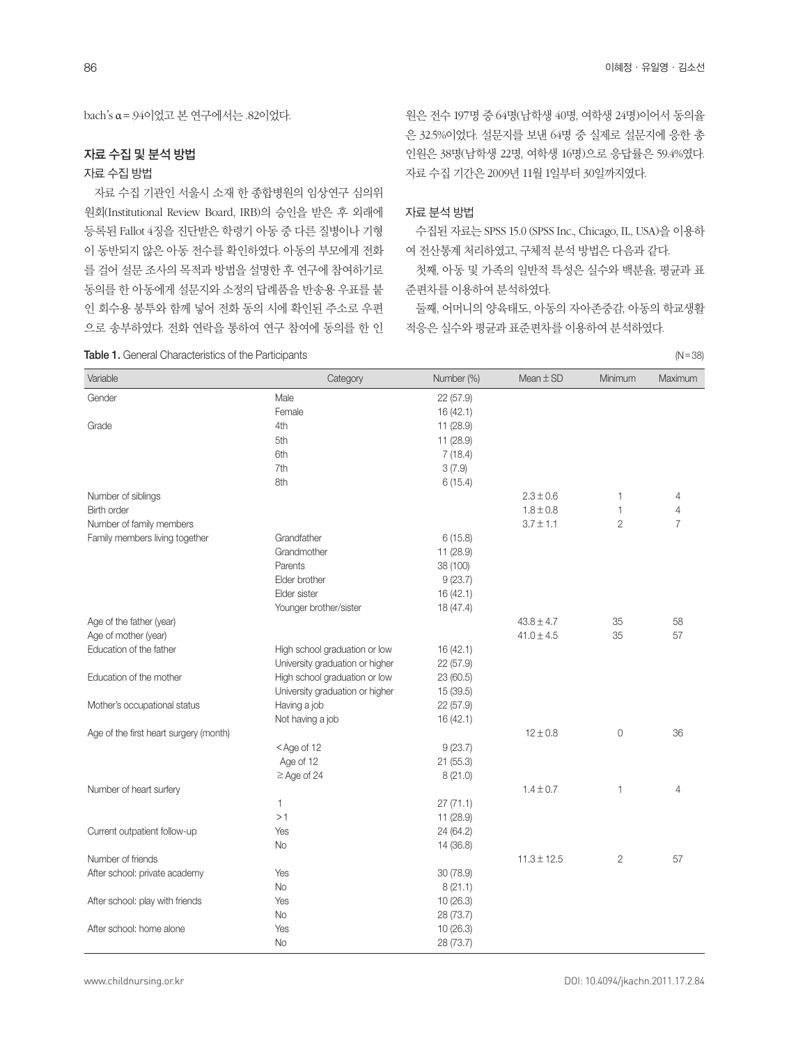bach's α = .94이었고 본 연구에서는 .82이었다.

## 자료 수집 및 분석 방법

### 자료 수집 방법

자료 수집 기관인 서울시 소재 한 종합병원의 임상연구 심의위원회(Institutional Review Board, IRB)의 승인을 받은 후 외래에 등록된 Fallot 4징을 진단받은 학령기 아동 중 다른 질병이나 기형이 동반되지 않은 아동 전수를 확인하였다. 아동의 부모에게 전화를 걸어 설문 조사의 목적과 방법을 설명한 후 연구에 참여하기로 동의를 한 아동에게 설문지와 소정의 답례품을 반송용 우표를 붙인 회수용 봉투와 함께 넣어 전화 동의 시에 확인된 주소로 우편으로 송부하였다. 전화 연락을 통하여 연구 참여에 동의를 한 인원은 전수 197명 중 64명(남학생 40명, 여학생 24명)이어서 동의율은 32.5%이었다. 설문지를 보낸 64명 중 실제로 설문지에 응한 총 인원은 38명(남학생 22명, 여학생 16명)으로 응답률은 59.4%였다. 자료 수집 기간은 2009년 11월 1일부터 30일까지였다.

### 자료 분석 방법

수집된 자료는 SPSS 15.0 (SPSS Inc., Chicago, IL, USA)을 이용하여 전산통계 처리하였고, 구체적 분석 방법은 다음과 같다.

첫째, 아동 및 가족의 일반적 특성은 실수와 백분율, 평균과 표준편차를 이용하여 분석하였다.

둘째, 어머니의 양육태도, 아동의 자아존중감, 아동의 학교생활 적응은 실수와 평균과 표준편차를 이용하여 분석하였다.

**Table 1.** General Characteristics of the Participants (N = 38)

| Variable | Category | Number (%) | Mean ± SD | Minimum | Maximum |
|---|---|---|---|---|---|
| Gender | Male | 22 (57.9) | | | |
| | Female | 16 (42.1) | | | |
| Grade | 4th | 11 (28.9) | | | |
| | 5th | 11 (28.9) | | | |
| | 6th | 7 (18.4) | | | |
| | 7th | 3 (7.9) | | | |
| | 8th | 6 (15.4) | | | |
| Number of siblings | | | 2.3 ± 0.6 | 1 | 4 |
| Birth order | | | 1.8 ± 0.8 | 1 | 4 |
| Number of family members | | | 3.7 ± 1.1 | 2 | 7 |
| Family members living together | Grandfather | 6 (15.8) | | | |
| | Grandmother | 11 (28.9) | | | |
| | Parents | 38 (100) | | | |
| | Elder brother | 9 (23.7) | | | |
| | Elder sister | 16 (42.1) | | | |
| | Younger brother/sister | 18 (47.4) | | | |
| Age of the father (year) | | | 43.8 ± 4.7 | 35 | 58 |
| Age of mother (year) | | | 41.0 ± 4.5 | 35 | 57 |
| Education of the father | High school graduation or low | 16 (42.1) | | | |
| | University graduation or higher | 22 (57.9) | | | |
| Education of the mother | High school graduation or low | 23 (60.5) | | | |
| | University graduation or higher | 15 (39.5) | | | |
| Mother's occupational status | Having a job | 22 (57.9) | | | |
| | Not having a job | 16 (42.1) | | | |
| Age of the first heart surgery (month) | | | 12 ± 0.8 | 0 | 36 |
| | < Age of 12 | 9 (23.7) | | | |
| | Age of 12 | 21 (55.3) | | | |
| | ≥ Age of 24 | 8 (21.0) | | | |
| Number of heart surfery | | | 1.4 ± 0.7 | 1 | 4 |
| | 1 | 27 (71.1) | | | |
| | > 1 | 11 (28.9) | | | |
| Current outpatient follow-up | Yes | 24 (64.2) | | | |
| | No | 14 (36.8) | | | |
| Number of friends | | | 11.3 ± 12.5 | 2 | 57 |
| After school: private academy | Yes | 30 (78.9) | | | |
| | No | 8 (21.1) | | | |
| After school: play with friends | Yes | 10 (26.3) | | | |
| | No | 28 (73.7) | | | |
| After school: home alone | Yes | 10 (26.3) | | | |
| | No | 28 (73.7) | | | |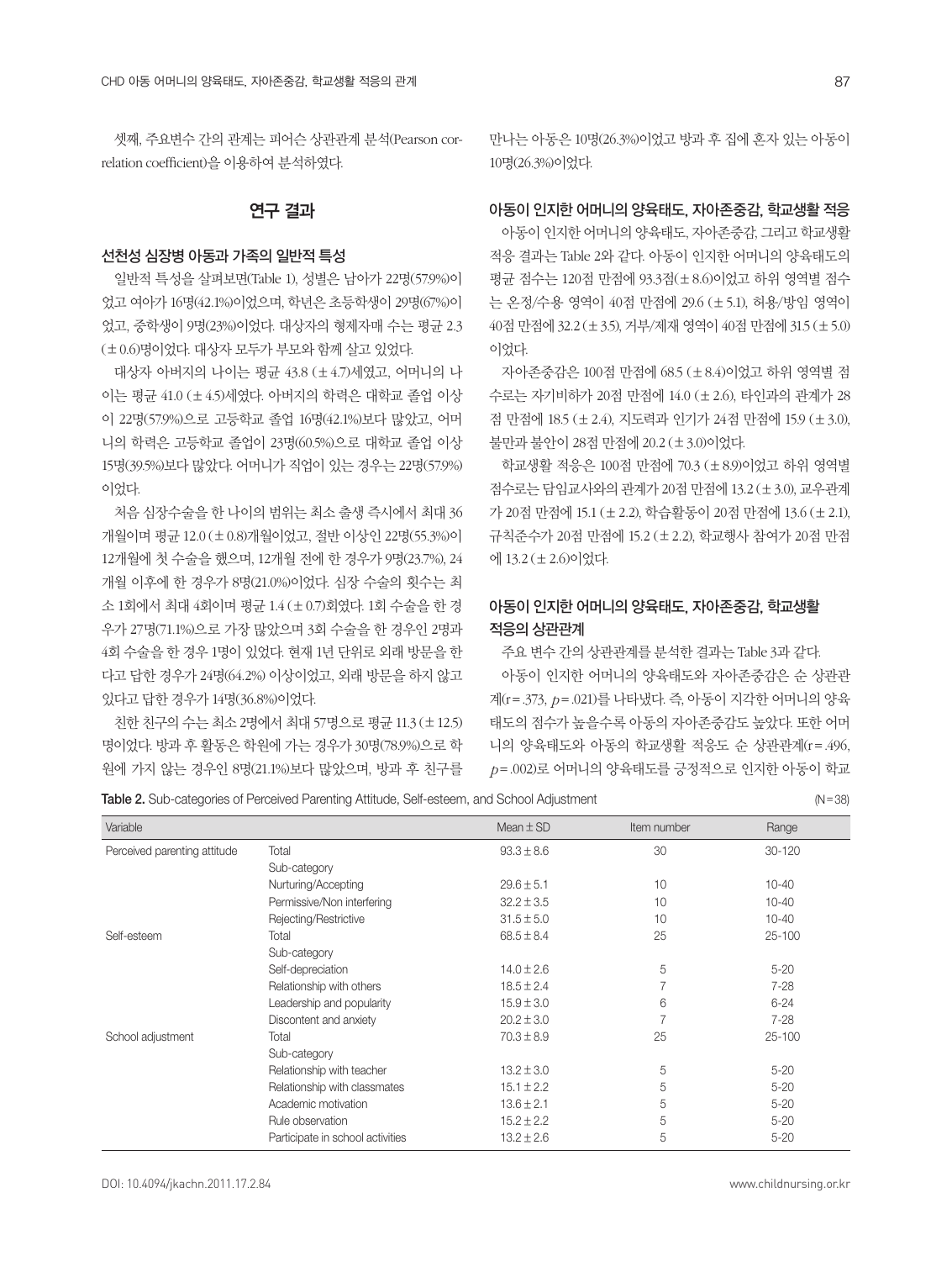셋째, 주요변수 간의 관계는 피어슨 상관관계 분석(Pearson correlation coefficient)을 이용하여 분석하였다.

## 연구 결과

### 선천성 심장병 아동과 가족의 일반적 특성

일반적 특성을 살펴보면(Table 1), 성별은 남아가 22명(57.9%)이었고 여아가 16명(42.1%)이었으며, 학년은 초등학생이 29명(67%)이었고, 중학생이 9명(23%)이었다. 대상자의 형제자매 수는 평균 2.3 (±0.6)명이었다. 대상자 모두가 부모와 함께 살고 있었다.

대상자 아버지의 나이는 평균 43.8 (±4.7)세였고, 어머니의 나이는 평균 41.0 (±4.5)세였다. 아버지의 학력은 대학교 졸업 이상이 22명(57.9%)으로 고등학교 졸업 16명(42.1%)보다 많았고, 어머니의 학력은 고등학교 졸업이 23명(60.5%)으로 대학교 졸업 이상 15명(39.5%)보다 많았다. 어머니가 직업이 있는 경우는 22명(57.9%)이었다.

처음 심장수술을 한 나이의 범위는 최소 출생 즉시에서 최대 36개월이며 평균 12.0 (±0.8)개월이었고, 절반 이상인 22명(55.3%)이 12개월에 첫 수술을 했으며, 12개월 전에 한 경우가 9명(23.7%), 24개월 이후에 한 경우가 8명(21.0%)이었다. 심장 수술의 횟수는 최소 1회에서 최대 4회이며 평균 1.4 (±0.7)회였다. 1회 수술을 한 경우가 27명(71.1%)으로 가장 많았으며 3회 수술을 한 경우인 2명과 4회 수술을 한 경우 1명이 있었다. 현재 1년 단위로 외래 방문을 한다고 답한 경우가 24명(64.2%) 이상이었고, 외래 방문을 하지 않고 있다고 답한 경우가 14명(36.8%)이었다.

친한 친구의 수는 최소 2명에서 최대 57명으로 평균 11.3 (±12.5)명이었다. 방과 후 활동은 학원에 가는 경우가 30명(78.9%)으로 학원에 가지 않는 경우인 8명(21.1%)보다 많았으며, 방과 후 친구를 만나는 아동은 10명(26.3%)이었고 방과 후 집에 혼자 있는 아동이 10명(26.3%)이었다.

### 아동이 인지한 어머니의 양육태도, 자아존중감, 학교생활 적응

아동이 인지한 어머니의 양육태도, 자아존중감, 그리고 학교생활 적응 결과는 Table 2와 같다. 아동이 인지한 어머니의 양육태도의 평균 점수는 120점 만점에 93.3점(±8.6)이었고 하위 영역별 점수는 온정/수용 영역이 40점 만점에 29.6 (±5.1), 허용/방임 영역이 40점 만점에 32.2 (±3.5), 거부/제재 영역이 40점 만점에 31.5 (±5.0)이었다.

자아존중감은 100점 만점에 68.5 (±8.4)이었고 하위 영역별 점수로는 자기비하가 20점 만점에 14.0 (±2.6), 타인과의 관계가 28점 만점에 18.5 (±2.4), 지도력과 인기가 24점 만점에 15.9 (±3.0), 불만과 불안이 28점 만점에 20.2 (±3.0)이었다.

학교생활 적응은 100점 만점에 70.3 (±8.9)이었고 하위 영역별 점수로는 담임교사와의 관계가 20점 만점에 13.2 (±3.0), 교우관계가 20점 만점에 15.1 (±2.2), 학습활동이 20점 만점에 13.6 (±2.1), 규칙준수가 20점 만점에 15.2 (±2.2), 학교행사 참여가 20점 만점에 13.2 (±2.6)이었다.

### 아동이 인지한 어머니의 양육태도, 자아존중감, 학교생활 적응의 상관관계

주요 변수 간의 상관관계를 분석한 결과는 Table 3과 같다.

아동이 인지한 어머니의 양육태도와 자아존중감은 순 상관관계($r=.373$, $p=.021$)를 나타냈다. 즉, 아동이 지각한 어머니의 양육태도의 점수가 높을수록 아동의 자아존중감도 높았다. 또한 어머니의 양육태도와 아동의 학교생활 적응도 순 상관관계($r=.496$, $p=.002$)로 어머니의 양육태도를 긍정적으로 인지한 아동이 학교

**Table 2.** Sub-categories of Perceived Parenting Attitude, Self-esteem, and School Adjustment (N=38)

| Variable | | Mean±SD | Item number | Range |
|---|---|---|---|---|
| Perceived parenting attitude | Total | 93.3±8.6 | 30 | 30-120 |
| | Sub-category | | | |
| | Nurturing/Accepting | 29.6±5.1 | 10 | 10-40 |
| | Permissive/Non interfering | 32.2±3.5 | 10 | 10-40 |
| | Rejecting/Restrictive | 31.5±5.0 | 10 | 10-40 |
| Self-esteem | Total | 68.5±8.4 | 25 | 25-100 |
| | Sub-category | | | |
| | Self-depreciation | 14.0±2.6 | 5 | 5-20 |
| | Relationship with others | 18.5±2.4 | 7 | 7-28 |
| | Leadership and popularity | 15.9±3.0 | 6 | 6-24 |
| | Discontent and anxiety | 20.2±3.0 | 7 | 7-28 |
| School adjustment | Total | 70.3±8.9 | 25 | 25-100 |
| | Sub-category | | | |
| | Relationship with teacher | 13.2±3.0 | 5 | 5-20 |
| | Relationship with classmates | 15.1±2.2 | 5 | 5-20 |
| | Academic motivation | 13.6±2.1 | 5 | 5-20 |
| | Rule observation | 15.2±2.2 | 5 | 5-20 |
| | Participate in school activities | 13.2±2.6 | 5 | 5-20 |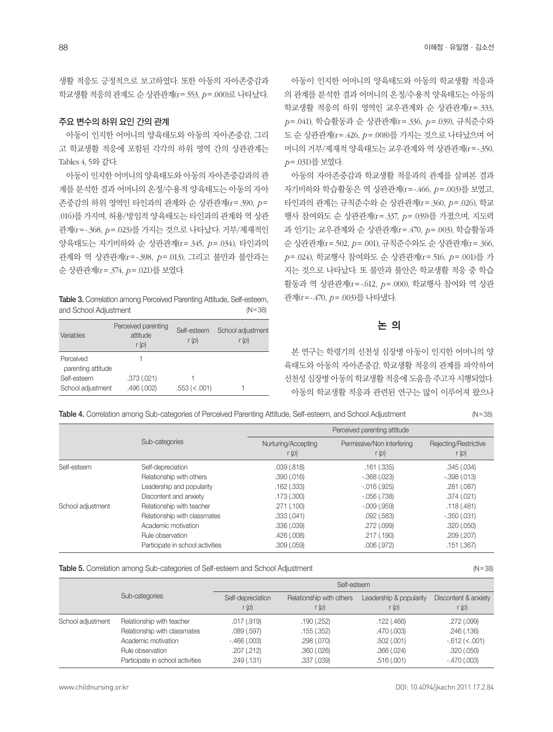생활 적응도 긍정적으로 보고하였다. 또한 아동의 자아존중감과 학교생활 적응의 관계도 순 상관관계(r=.553, $p$=.000)로 나타났다.

### 주요 변수의 하위 요인 간의 관계

아동이 인지한 어머니의 양육태도와 아동의 자아존중감, 그리고 학교생활 적응에 포함된 각각의 하위 영역 간의 상관관계는 Tables 4, 5와 같다.

아동이 인지한 어머니의 양육태도와 아동의 자아존중감과의 관계를 분석한 결과 어머니의 온정/수용적 양육태도는 아동의 자아존중감의 하위 영역인 타인과의 관계와 순 상관관계(r=.390, $p$=.016)를 가지며, 허용/방임적 양육태도는 타인과의 관계와 역 상관관계(r=-.368, $p$=.023)를 가지는 것으로 나타났다. 거부/제재적인 양육태도는 자기비하와 순 상관관계(r=.345, $p$=.034), 타인과의 관계와 역 상관관계(r=-.398, $p$=.013), 그리고 불만과 불안과는 순 상관관계(r=.374, $p$=.021)를 보였다.

**Table 3.** Correlation among Perceived Parenting Attitude, Self-esteem, and School Adjustment (N=38)

| Variables | Perceived parenting attitude r (p) | Self-esteem r (p) | School adjustment r (p) |
|---|---|---|---|
| Perceived parenting attitude | 1 | | |
| Self-esteem | .373 (.021) | 1 | |
| School adjustment | .496 (.002) | .553 (<.001) | 1 |

아동이 인지한 어머니의 양육태도와 아동의 학교생활 적응과의 관계를 분석한 결과 어머니의 온정/수용적 양육태도는 아동의 학교생활 적응의 하위 영역인 교우관계와 순 상관관계(r=.333, $p$=.041), 학습활동과 순 상관관계(r=.336, $p$=.039), 규칙준수와도 순 상관관계(r=.426, $p$=.008)를 가지는 것으로 나타났으며 어머니의 거부/제재적 양육태도는 교우관계와 역 상관관계(r=-.350, $p$=.031)를 보였다.

아동의 자아존중감과 학교생활 적응과의 관계를 살펴본 결과 자기비하와 학습활동은 역 상관관계(r=-.466, $p$=.003)를 보였고, 타인과의 관계는 규칙준수와 순 상관관계(r=.360, $p$=.026), 학교행사 참여와도 순 상관관계(r=.337, $p$=.039)를 가졌으며, 지도력과 인기는 교우관계와 순 상관관계(r=.470, $p$=.003), 학습활동과 순 상관관계(r=.502, $p$=.001), 규칙준수와도 순 상관관계(r=.366, $p$=.024), 학교행사 참여와도 순 상관관계(r=.516, $p$=.001)를 가지는 것으로 나타났다. 또 불만과 불안은 학교생활 적응 중 학습활동과 역 상관관계(r=-.612, $p$=.000), 학교행사 참여와 역 상관관계(r=-.470, $p$=.003)를 나타냈다.

## 논 의

본 연구는 학령기의 선천성 심장병 아동이 인지한 어머니의 양육태도와 아동의 자아존중감, 학교생활 적응의 관계를 파악하여 선천성 심장병 아동의 학교생활 적응에 도움을 주고자 시행되었다.

아동의 학교생활 적응과 관련된 연구는 많이 이루어져 왔으나

**Table 4.** Correlation among Sub-categories of Perceived Parenting Attitude, Self-esteem, and School Adjustment (N=38)

| | Sub-categories | Perceived parenting attitude | | |
|---|---|---|---|---|
| | | Nurturing/Accepting r (p) | Permissive/Non interfering r (p) | Rejecting/Restrictive r (p) |
| Self-esteem | Self-depreciation | .039 (.818) | .161 (.335) | .345 (.034) |
| | Relationship with others | .390 (.016) | -.368 (.023) | -.398 (.013) |
| | Leadership and popularity | .162 (.333) | -.016 (.925) | .281 (.087) |
| | Discontent and anxiety | .173 (.300) | -.056 (.738) | .374 (.021) |
| School adjustment | Relationship with teacher | .271 (.100) | -.009 (.959) | .118 (.481) |
| | Relationship with classmates | .333 (.041) | .092 (.583) | -.350 (.031) |
| | Academic motivation | .336 (.039) | .272 (.099) | .320 (.050) |
| | Rule observation | .426 (.008) | .217 (.190) | .209 (.207) |
| | Participate in school activities | .309 (.059) | .006 (.972) | .151 (.367) |

**Table 5.** Correlation among Sub-categories of Self-esteem and School Adjustment (N=38)

| | Sub-categories | Self-esteem | | | |
|---|---|---|---|---|---|
| | | Self-depreciation r (p) | Relationship with others r (p) | Leadership & popularity r (p) | Discontent & anxiety r (p) |
| School adjustment | Relationship with teacher | .017 (.919) | .190 (.252) | .122 (.466) | .272 (.099) |
| | Relationship with classmates | .089 (.597) | .155 (.352) | .470 (.003) | .246 (.136) |
| | Academic motivation | -.466 (.003) | .298 (.070) | .502 (.001) | -.612 (<.001) |
| | Rule observation | .207 (.212) | .360 (.026) | .366 (.024) | .320 (.050) |
| | Participate in school activities | .249 (.131) | .337 (.039) | .516 (.001) | -.470 (.003) |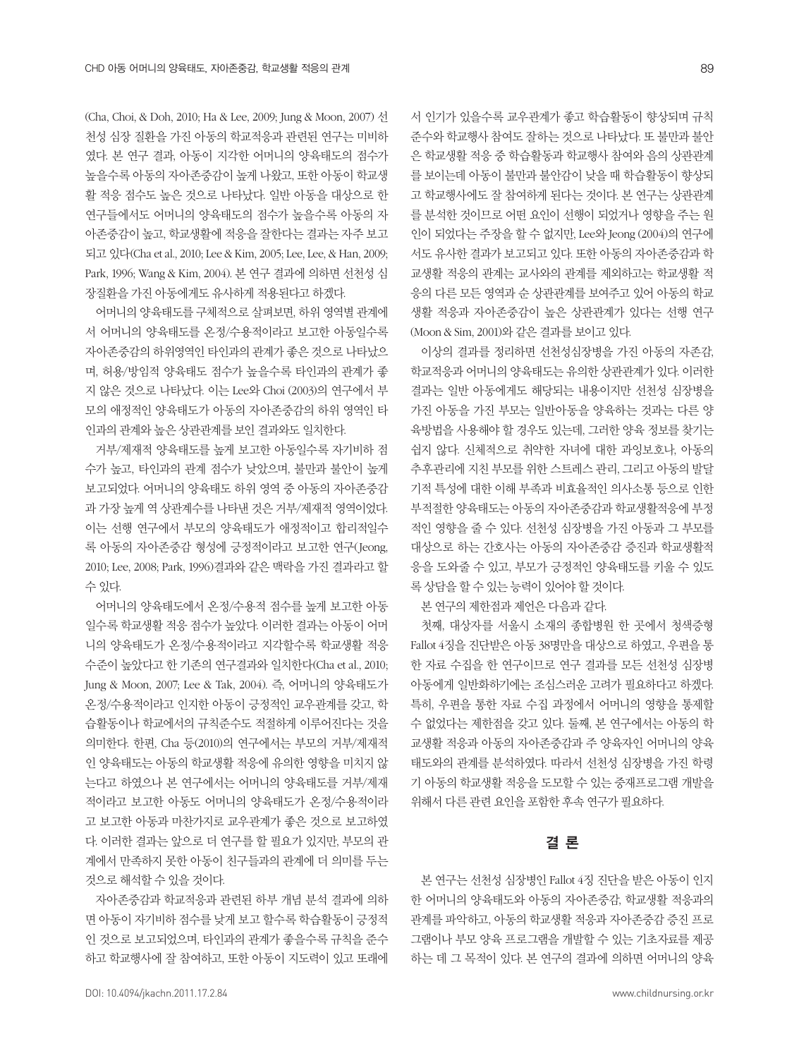(Cha, Choi, & Doh, 2010; Ha & Lee, 2009; Jung & Moon, 2007) 선천성 심장 질환을 가진 아동의 학교적응과 관련된 연구는 미비하였다. 본 연구 결과, 아동이 지각한 어머니의 양육태도의 점수가 높을수록 아동의 자아존중감이 높게 나왔고, 또한 아동이 학교생활 적응 점수도 높은 것으로 나타났다. 일반 아동을 대상으로 한 연구들에서도 어머니의 양육태도의 점수가 높을수록 아동의 자아존중감이 높고, 학교생활에 적응을 잘한다는 결과는 자주 보고되고 있다(Cha et al., 2010; Lee & Kim, 2005; Lee, Lee, & Han, 2009; Park, 1996; Wang & Kim, 2004). 본 연구 결과에 의하면 선천성 심장질환을 가진 아동에게도 유사하게 적용된다고 하겠다.

어머니의 양육태도를 구체적으로 살펴보면, 하위 영역별 관계에서 어머니의 양육태도를 온정/수용적이라고 보고한 아동일수록 자아존중감의 하위영역인 타인과의 관계가 좋은 것으로 나타났으며, 허용/방임적 양육태도 점수가 높을수록 타인과의 관계가 좋지 않은 것으로 나타났다. 이는 Lee와 Choi (2003)의 연구에서 부모의 애정적인 양육태도가 아동의 자아존중감의 하위 영역인 타인과의 관계와 높은 상관관계를 보인 결과와도 일치한다.

거부/제재적 양육태도를 높게 보고한 아동일수록 자기비하 점수가 높고, 타인과의 관계 점수가 낮았으며, 불만과 불안이 높게 보고되었다. 어머니의 양육태도 하위 영역 중 아동의 자아존중감과 가장 높게 역 상관계수를 나타낸 것은 거부/제재적 영역이었다. 이는 선행 연구에서 부모의 양육태도가 애정적이고 합리적일수록 아동의 자아존중감 형성에 긍정적이라고 보고한 연구(Jeong, 2010; Lee, 2008; Park, 1996)결과와 같은 맥락을 가진 결과라고 할 수 있다.

어머니의 양육태도에서 온정/수용적 점수를 높게 보고한 아동일수록 학교생활 적응 점수가 높았다. 이러한 결과는 아동이 어머니의 양육태도가 온정/수용적이라고 지각할수록 학교생활 적응 수준이 높았다고 한 기존의 연구결과와 일치한다(Cha et al., 2010; Jung & Moon, 2007; Lee & Tak, 2004). 즉, 어머니의 양육태도가 온정/수용적이라고 인지한 아동이 긍정적인 교우관계를 갖고, 학습활동이나 학교에서의 규칙준수도 적절하게 이루어진다는 것을 의미한다. 한편, Cha 등(2010)의 연구에서는 부모의 거부/제재적인 양육태도는 아동의 학교생활 적응에 유의한 영향을 미치지 않는다고 하였으나 본 연구에서는 어머니의 양육태도를 거부/제재적이라고 보고한 아동도 어머니의 양육태도가 온정/수용적이라고 보고한 아동과 마찬가지로 교우관계가 좋은 것으로 보고하였다. 이러한 결과는 앞으로 더 연구를 할 필요가 있지만, 부모의 관계에서 만족하지 못한 아동이 친구들과의 관계에 더 의미를 두는 것으로 해석할 수 있을 것이다.

자아존중감과 학교적응과 관련된 하부 개념 분석 결과에 의하면 아동이 자기비하 점수를 낮게 보고 할수록 학습활동이 긍정적인 것으로 보고되었으며, 타인과의 관계가 좋을수록 규칙을 준수하고 학교행사에 잘 참여하고, 또한 아동이 지도력이 있고 또래에서 인기가 있을수록 교우관계가 좋고 학습활동이 향상되며 규칙준수와 학교행사 참여도 잘하는 것으로 나타났다. 또 불만과 불안은 학교생활 적응 중 학습활동과 학교행사 참여와 음의 상관관계를 보이는데 아동이 불만과 불안감이 낮을 때 학습활동이 향상되고 학교행사에도 잘 참여하게 된다는 것이다. 본 연구는 상관관계를 분석한 것이므로 어떤 요인이 선행이 되었거나 영향을 주는 원인이 되었다는 주장을 할 수 없지만, Lee와 Jeong (2004)의 연구에서도 유사한 결과가 보고되고 있다. 또한 아동의 자아존중감과 학교생활 적응의 관계는 교사와의 관계를 제외하고는 학교생활 적응의 다른 모든 영역과 순 상관관계를 보여주고 있어 아동의 학교생활 적응과 자아존중감이 높은 상관관계가 있다는 선행 연구(Moon & Sim, 2001)와 같은 결과를 보이고 있다.

이상의 결과를 정리하면 선천성심장병을 가진 아동의 자존감, 학교적응과 어머니의 양육태도는 유의한 상관관계가 있다. 이러한 결과는 일반 아동에게도 해당되는 내용이지만 선천성 심장병을 가진 아동을 가진 부모는 일반아동을 양육하는 것과는 다른 양육방법을 사용해야 할 경우도 있는데, 그러한 양육 정보를 찾기는 쉽지 않다. 신체적으로 취약한 자녀에 대한 과잉보호나, 아동의 추후관리에 지친 부모를 위한 스트레스 관리, 그리고 아동의 발달기적 특성에 대한 이해 부족과 비효율적인 의사소통 등으로 인한 부적절한 양육태도는 아동의 자아존중감과 학교생활적응에 부정적인 영향을 줄 수 있다. 선천성 심장병을 가진 아동과 그 부모를 대상으로 하는 간호사는 아동의 자아존중감 증진과 학교생활적응을 도와줄 수 있고, 부모가 긍정적인 양육태도를 키울 수 있도록 상담을 할 수 있는 능력이 있어야 할 것이다.

본 연구의 제한점과 제언은 다음과 같다.

첫째, 대상자를 서울시 소재의 종합병원 한 곳에서 청색증형 Fallot 4징을 진단받은 아동 38명만을 대상으로 하였고, 우편을 통한 자료 수집을 한 연구이므로 연구 결과를 모든 선천성 심장병 아동에게 일반화하기에는 조심스러운 고려가 필요하다고 하겠다. 특히, 우편을 통한 자료 수집 과정에서 어머니의 영향을 통제할 수 없었다는 제한점을 갖고 있다. 둘째, 본 연구에서는 아동의 학교생활 적응과 아동의 자아존중감과 주 양육자인 어머니의 양육태도와의 관계를 분석하였다. 따라서 선천성 심장병을 가진 학령기 아동의 학교생활 적응을 도모할 수 있는 중재프로그램 개발을 위해서 다른 관련 요인을 포함한 후속 연구가 필요하다.

## 결 론

본 연구는 선천성 심장병인 Fallot 4징 진단을 받은 아동이 인지한 어머니의 양육태도와 아동의 자아존중감, 학교생활 적응과의 관계를 파악하고, 아동의 학교생활 적응과 자아존중감 증진 프로그램이나 부모 양육 프로그램을 개발할 수 있는 기초자료를 제공하는 데 그 목적이 있다. 본 연구의 결과에 의하면 어머니의 양육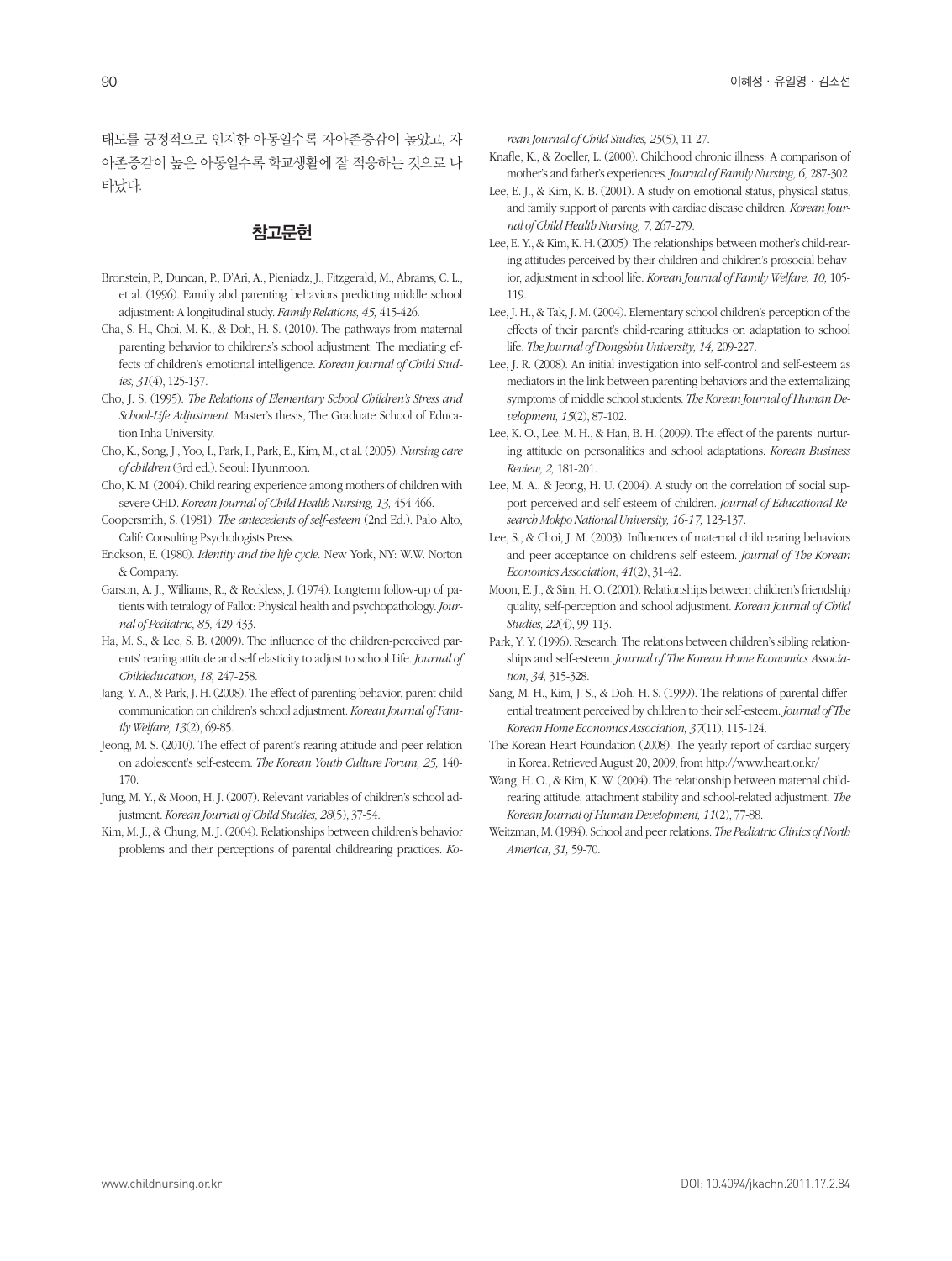태도를 긍정적으로 인지한 아동일수록 자아존중감이 높았고, 자아존중감이 높은 아동일수록 학교생활에 잘 적응하는 것으로 나타났다.

## 참고문헌

Bronstein, P., Duncan, P., D'Ari, A., Pieniadz, J., Fitzgerald, M., Abrams, C. L., et al. (1996). Family abd parenting behaviors predicting middle school adjustment: A longitudinal study. *Family Relations, 45,* 415-426.

Cha, S. H., Choi, M. K., & Doh, H. S. (2010). The pathways from maternal parenting behavior to childrens's school adjustment: The mediating effects of children's emotional intelligence. *Korean Journal of Child Studies, 31*(4), 125-137.

Cho, J. S. (1995). *The Relations of Elementary School Children's Stress and School-Life Adjustment.* Master's thesis, The Graduate School of Education Inha University.

Cho, K., Song, J., Yoo, I., Park, I., Park, E., Kim, M., et al. (2005). *Nursing care of children* (3rd ed.). Seoul: Hyunmoon.

Cho, K. M. (2004). Child rearing experience among mothers of children with severe CHD. *Korean Journal of Child Health Nursing, 13,* 454-466.

Coopersmith, S. (1981). *The antecedents of self-esteem* (2nd Ed.). Palo Alto, Calif: Consulting Psychologists Press.

Erickson, E. (1980). *Identity and the life cycle.* New York, NY: W.W. Norton & Company.

Garson, A. J., Williams, R., & Reckless, J. (1974). Longterm follow-up of patients with tetralogy of Fallot: Physical health and psychopathology. *Journal of Pediatric, 85,* 429-433.

Ha, M. S., & Lee, S. B. (2009). The influence of the children-perceived parents' rearing attitude and self elasticity to adjust to school Life. *Journal of Childeducation, 18,* 247-258.

Jang, Y. A., & Park, J. H. (2008). The effect of parenting behavior, parent-child communication on children's school adjustment. *Korean Journal of Family Welfare, 13*(2), 69-85.

Jeong, M. S. (2010). The effect of parent's rearing attitude and peer relation on adolescent's self-esteem. *The Korean Youth Culture Forum, 25,* 140-170.

Jung, M. Y., & Moon, H. J. (2007). Relevant variables of children's school adjustment. *Korean Journal of Child Studies, 28*(5), 37-54.

Kim, M. J., & Chung, M. J. (2004). Relationships between children's behavior problems and their perceptions of parental childrearing practices. *Korean Journal of Child Studies, 25*(5), 11-27.

Knafle, K., & Zoeller, L. (2000). Childhood chronic illness: A comparison of mother's and father's experiences. *Journal of Family Nursing, 6,* 287-302.

Lee, E. J., & Kim, K. B. (2001). A study on emotional status, physical status, and family support of parents with cardiac disease children. *Korean Journal of Child Health Nursing, 7,* 267-279.

Lee, E. Y., & Kim, K. H. (2005). The relationships between mother's child-rearing attitudes perceived by their children and children's prosocial behavior, adjustment in school life. *Korean Journal of Family Welfare, 10,* 105-119.

Lee, J. H., & Tak, J. M. (2004). Elementary school children's perception of the effects of their parent's child-rearing attitudes on adaptation to school life. *The Journal of Dongshin University, 14,* 209-227.

Lee, J. R. (2008). An initial investigation into self-control and self-esteem as mediators in the link between parenting behaviors and the externalizing symptoms of middle school students. *The Korean Journal of Human Development, 15*(2), 87-102.

Lee, K. O., Lee, M. H., & Han, B. H. (2009). The effect of the parents' nurturing attitude on personalities and school adaptations. *Korean Business Review, 2,* 181-201.

Lee, M. A., & Jeong, H. U. (2004). A study on the correlation of social support perceived and self-esteem of children. *Journal of Educational Research Mokpo National University, 16-17,* 123-137.

Lee, S., & Choi, J. M. (2003). Influences of maternal child rearing behaviors and peer acceptance on children's self esteem. *Journal of The Korean Economics Association, 41*(2), 31-42.

Moon, E. J., & Sim, H. O. (2001). Relationships between children's friendship quality, self-perception and school adjustment. *Korean Journal of Child Studies, 22*(4), 99-113.

Park, Y. Y. (1996). Research: The relations between children's sibling relationships and self-esteem. *Journal of The Korean Home Economics Association, 34,* 315-328.

Sang, M. H., Kim, J. S., & Doh, H. S. (1999). The relations of parental differential treatment perceived by children to their self-esteem. *Journal of The Korean Home Economics Association, 37*(11), 115-124.

The Korean Heart Foundation (2008). The yearly report of cardiac surgery in Korea. Retrieved August 20, 2009, from http://www.heart.or.kr/

Wang, H. O., & Kim, K. W. (2004). The relationship between maternal child-rearing attitude, attachment stability and school-related adjustment. *The Korean Journal of Human Development, 11*(2), 77-88.

Weitzman, M. (1984). School and peer relations. *The Pediatric Clinics of North America, 31,* 59-70.